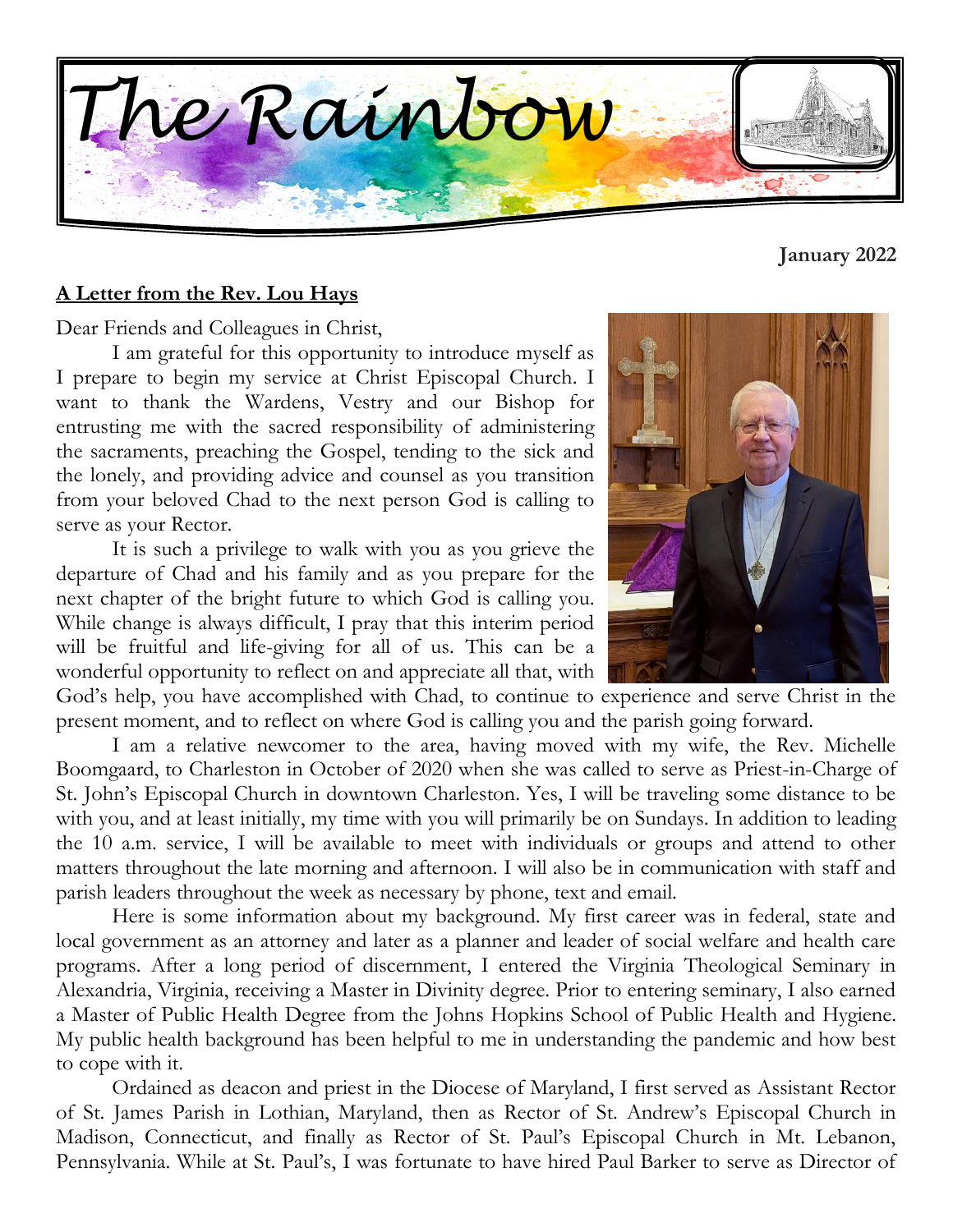# The Rainbow

**January 2022**

## A Letter from the Rev. Lou Hays

Dear Friends and Colleagues in Christ,

I am grateful for this opportunity to introduce myself as I prepare to begin my service at Christ Episcopal Church. I want to thank the Wardens, Vestry and our Bishop for entrusting me with the sacred responsibility of administering the sacraments, preaching the Gospel, tending to the sick and the lonely, and providing advice and counsel as you transition from your beloved Chad to the next person God is calling to serve as your Rector.

It is such a privilege to walk with you as you grieve the departure of Chad and his family and as you prepare for the next chapter of the bright future to which God is calling you. While change is always difficult, I pray that this interim period will be fruitful and life-giving for all of us. This can be a wonderful opportunity to reflect on and appreciate all that, with God's help, you have accomplished with Chad, to continue to experience and serve Christ in the present moment, and to reflect on where God is calling you and the parish going forward.

I am a relative newcomer to the area, having moved with my wife, the Rev. Michelle Boomgaard, to Charleston in October of 2020 when she was called to serve as Priest-in-Charge of St. John's Episcopal Church in downtown Charleston. Yes, I will be traveling some distance to be with you, and at least initially, my time with you will primarily be on Sundays. In addition to leading the 10 a.m. service, I will be available to meet with individuals or groups and attend to other matters throughout the late morning and afternoon. I will also be in communication with staff and parish leaders throughout the week as necessary by phone, text and email.

Here is some information about my background. My first career was in federal, state and local government as an attorney and later as a planner and leader of social welfare and health care programs. After a long period of discernment, I entered the Virginia Theological Seminary in Alexandria, Virginia, receiving a Master in Divinity degree. Prior to entering seminary, I also earned a Master of Public Health Degree from the Johns Hopkins School of Public Health and Hygiene. My public health background has been helpful to me in understanding the pandemic and how best to cope with it.

Ordained as deacon and priest in the Diocese of Maryland, I first served as Assistant Rector of St. James Parish in Lothian, Maryland, then as Rector of St. Andrew's Episcopal Church in Madison, Connecticut, and finally as Rector of St. Paul's Episcopal Church in Mt. Lebanon, Pennsylvania. While at St. Paul's, I was fortunate to have hired Paul Barker to serve as Director of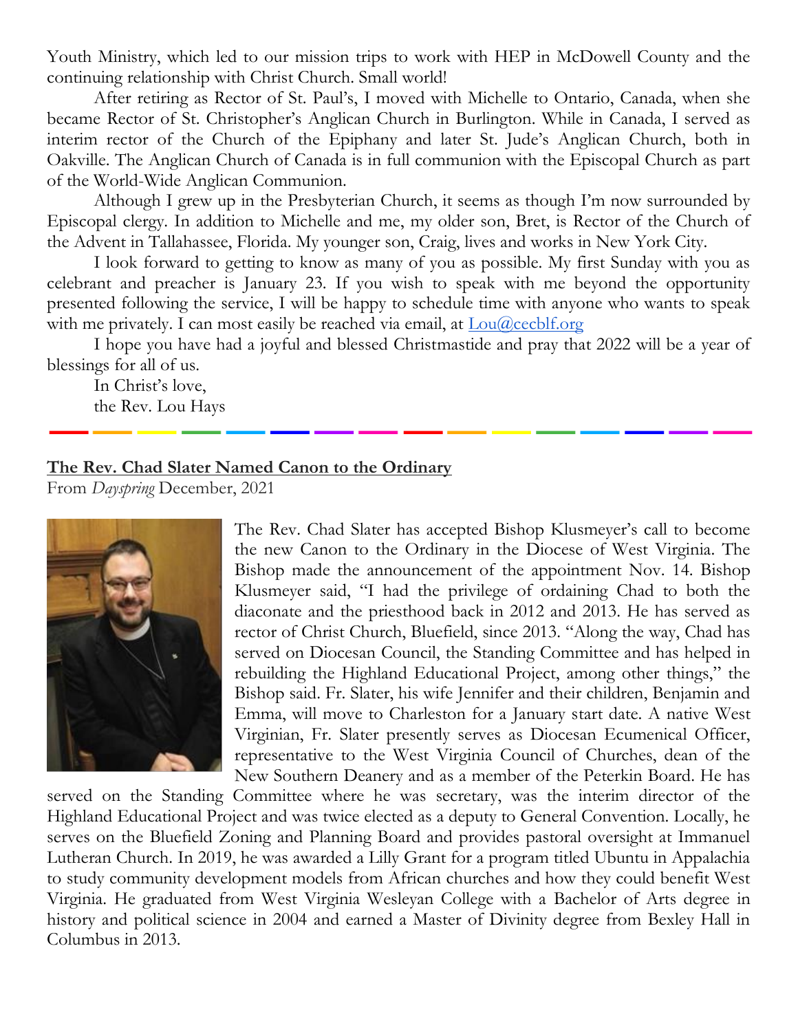Youth Ministry, which led to our mission trips to work with HEP in McDowell County and the continuing relationship with Christ Church. Small world!

After retiring as Rector of St. Paul's, I moved with Michelle to Ontario, Canada, when she became Rector of St. Christopher's Anglican Church in Burlington. While in Canada, I served as interim rector of the Church of the Epiphany and later St. Jude's Anglican Church, both in Oakville. The Anglican Church of Canada is in full communion with the Episcopal Church as part of the World-Wide Anglican Communion.

Although I grew up in the Presbyterian Church, it seems as though I'm now surrounded by Episcopal clergy. In addition to Michelle and me, my older son, Bret, is Rector of the Church of the Advent in Tallahassee, Florida. My younger son, Craig, lives and works in New York City.

I look forward to getting to know as many of you as possible. My first Sunday with you as celebrant and preacher is January 23. If you wish to speak with me beyond the opportunity presented following the service, I will be happy to schedule time with anyone who wants to speak with me privately. I can most easily be reached via email, at Lou@cecblf.org

I hope you have had a joyful and blessed Christmastide and pray that 2022 will be a year of blessings for all of us.

In Christ's love,
the Rev. Lou Hays

---

## The Rev. Chad Slater Named Canon to the Ordinary

From *Dayspring* December, 2021

The Rev. Chad Slater has accepted Bishop Klusmeyer's call to become the new Canon to the Ordinary in the Diocese of West Virginia. The Bishop made the announcement of the appointment Nov. 14. Bishop Klusmeyer said, "I had the privilege of ordaining Chad to both the diaconate and the priesthood back in 2012 and 2013. He has served as rector of Christ Church, Bluefield, since 2013. "Along the way, Chad has served on Diocesan Council, the Standing Committee and has helped in rebuilding the Highland Educational Project, among other things," the Bishop said. Fr. Slater, his wife Jennifer and their children, Benjamin and Emma, will move to Charleston for a January start date. A native West Virginian, Fr. Slater presently serves as Diocesan Ecumenical Officer, representative to the West Virginia Council of Churches, dean of the New Southern Deanery and as a member of the Peterkin Board. He has served on the Standing Committee where he was secretary, was the interim director of the Highland Educational Project and was twice elected as a deputy to General Convention. Locally, he serves on the Bluefield Zoning and Planning Board and provides pastoral oversight at Immanuel Lutheran Church. In 2019, he was awarded a Lilly Grant for a program titled Ubuntu in Appalachia to study community development models from African churches and how they could benefit West Virginia. He graduated from West Virginia Wesleyan College with a Bachelor of Arts degree in history and political science in 2004 and earned a Master of Divinity degree from Bexley Hall in Columbus in 2013.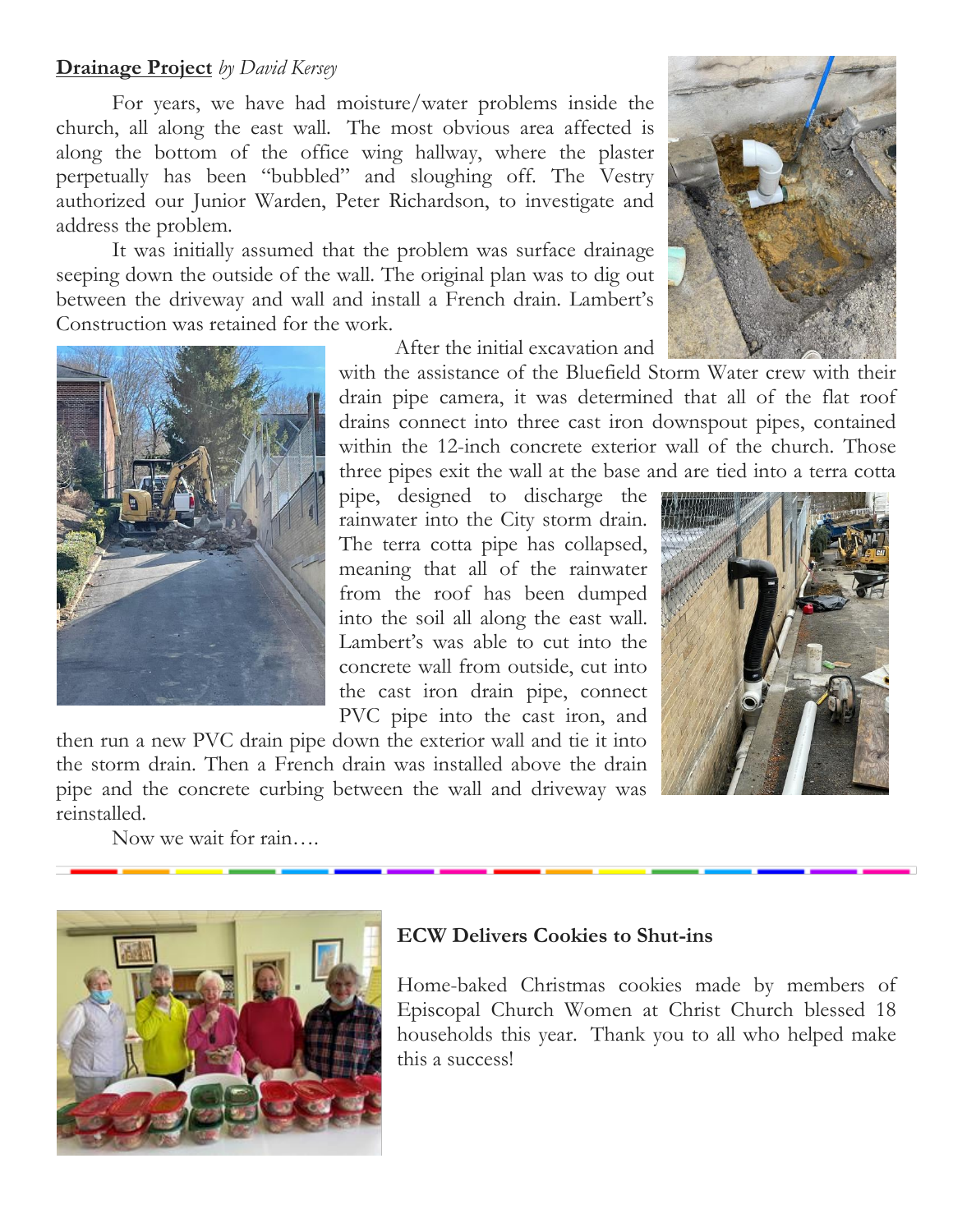**Drainage Project** *by David Kersey*

For years, we have had moisture/water problems inside the church, all along the east wall. The most obvious area affected is along the bottom of the office wing hallway, where the plaster perpetually has been "bubbled" and sloughing off. The Vestry authorized our Junior Warden, Peter Richardson, to investigate and address the problem.

It was initially assumed that the problem was surface drainage seeping down the outside of the wall. The original plan was to dig out between the driveway and wall and install a French drain. Lambert's Construction was retained for the work.

After the initial excavation and with the assistance of the Bluefield Storm Water crew with their drain pipe camera, it was determined that all of the flat roof drains connect into three cast iron downspout pipes, contained within the 12-inch concrete exterior wall of the church. Those three pipes exit the wall at the base and are tied into a terra cotta pipe, designed to discharge the rainwater into the City storm drain. The terra cotta pipe has collapsed, meaning that all of the rainwater from the roof has been dumped into the soil all along the east wall. Lambert's was able to cut into the concrete wall from outside, cut into the cast iron drain pipe, connect PVC pipe into the cast iron, and then run a new PVC drain pipe down the exterior wall and tie it into the storm drain. Then a French drain was installed above the drain pipe and the concrete curbing between the wall and driveway was reinstalled.

Now we wait for rain….

---

**ECW Delivers Cookies to Shut-ins**

Home-baked Christmas cookies made by members of Episcopal Church Women at Christ Church blessed 18 households this year. Thank you to all who helped make this a success!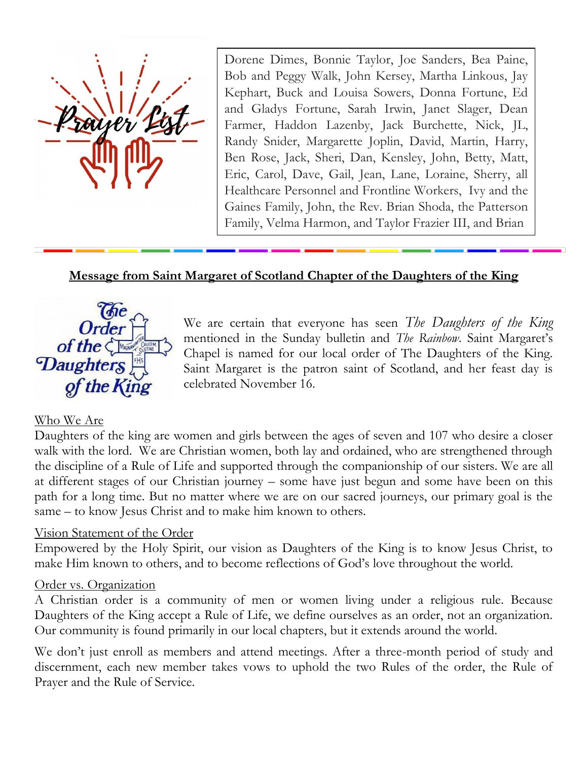## Prayer List

Dorene Dimes, Bonnie Taylor, Joe Sanders, Bea Paine, Bob and Peggy Walk, John Kersey, Martha Linkous, Jay Kephart, Buck and Louisa Sowers, Donna Fortune, Ed and Gladys Fortune, Sarah Irwin, Janet Slager, Dean Farmer, Haddon Lazenby, Jack Burchette, Nick, JL, Randy Snider, Margarette Joplin, David, Martin, Harry, Ben Rose, Jack, Sheri, Dan, Kensley, John, Betty, Matt, Eric, Carol, Dave, Gail, Jean, Lane, Loraine, Sherry, all Healthcare Personnel and Frontline Workers, Ivy and the Gaines Family, John, the Rev. Brian Shoda, the Patterson Family, Velma Harmon, and Taylor Frazier III, and Brian

---

## Message from Saint Margaret of Scotland Chapter of the Daughters of the King

The Order of the Daughters of the King

We are certain that everyone has seen *The Daughters of the King* mentioned in the Sunday bulletin and *The Rainbow*. Saint Margaret's Chapel is named for our local order of The Daughters of the King. Saint Margaret is the patron saint of Scotland, and her feast day is celebrated November 16.

### Who We Are

Daughters of the king are women and girls between the ages of seven and 107 who desire a closer walk with the lord. We are Christian women, both lay and ordained, who are strengthened through the discipline of a Rule of Life and supported through the companionship of our sisters. We are all at different stages of our Christian journey – some have just begun and some have been on this path for a long time. But no matter where we are on our sacred journeys, our primary goal is the same – to know Jesus Christ and to make him known to others.

### Vision Statement of the Order

Empowered by the Holy Spirit, our vision as Daughters of the King is to know Jesus Christ, to make Him known to others, and to become reflections of God's love throughout the world.

### Order vs. Organization

A Christian order is a community of men or women living under a religious rule. Because Daughters of the King accept a Rule of Life, we define ourselves as an order, not an organization. Our community is found primarily in our local chapters, but it extends around the world.

We don't just enroll as members and attend meetings. After a three-month period of study and discernment, each new member takes vows to uphold the two Rules of the order, the Rule of Prayer and the Rule of Service.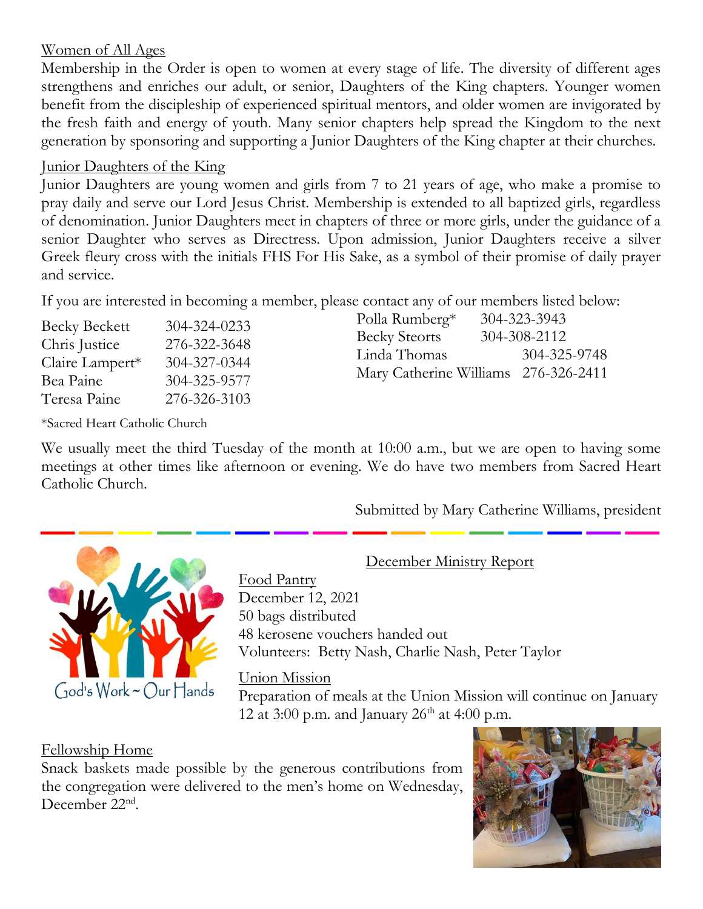Women of All Ages

Membership in the Order is open to women at every stage of life. The diversity of different ages strengthens and enriches our adult, or senior, Daughters of the King chapters. Younger women benefit from the discipleship of experienced spiritual mentors, and older women are invigorated by the fresh faith and energy of youth. Many senior chapters help spread the Kingdom to the next generation by sponsoring and supporting a Junior Daughters of the King chapter at their churches.

Junior Daughters of the King

Junior Daughters are young women and girls from 7 to 21 years of age, who make a promise to pray daily and serve our Lord Jesus Christ. Membership is extended to all baptized girls, regardless of denomination. Junior Daughters meet in chapters of three or more girls, under the guidance of a senior Daughter who serves as Directress. Upon admission, Junior Daughters receive a silver Greek fleury cross with the initials FHS For His Sake, as a symbol of their promise of daily prayer and service.

If you are interested in becoming a member, please contact any of our members listed below:

| | |
|---|---|
| Becky Beckett | 304-324-0233 |
| Chris Justice | 276-322-3648 |
| Claire Lampert* | 304-327-0344 |
| Bea Paine | 304-325-9577 |
| Teresa Paine | 276-326-3103 |
| Polla Rumberg* | 304-323-3943 |
| Becky Steorts | 304-308-2112 |
| Linda Thomas | 304-325-9748 |
| Mary Catherine Williams | 276-326-2411 |

*Sacred Heart Catholic Church

We usually meet the third Tuesday of the month at 10:00 a.m., but we are open to having some meetings at other times like afternoon or evening. We do have two members from Sacred Heart Catholic Church.

Submitted by Mary Catherine Williams, president

God's Work ~ Our Hands

December Ministry Report

Food Pantry

December 12, 2021

50 bags distributed

48 kerosene vouchers handed out

Volunteers: Betty Nash, Charlie Nash, Peter Taylor

Union Mission

Preparation of meals at the Union Mission will continue on January 12 at 3:00 p.m. and January 26th at 4:00 p.m.

Fellowship Home

Snack baskets made possible by the generous contributions from the congregation were delivered to the men's home on Wednesday, December 22nd.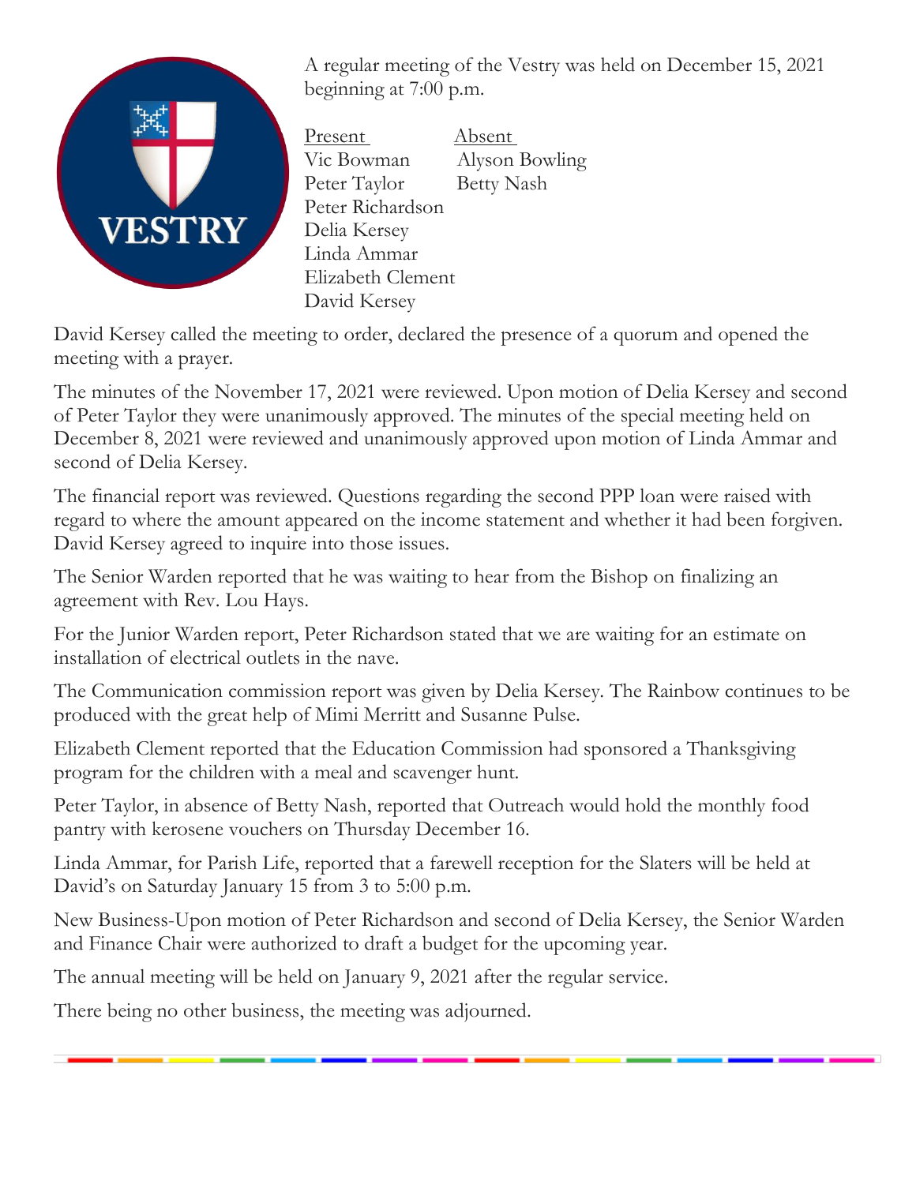A regular meeting of the Vestry was held on December 15, 2021 beginning at 7:00 p.m.

| Present | Absent |
|---|---|
| Vic Bowman | Alyson Bowling |
| Peter Taylor | Betty Nash |
| Peter Richardson | |
| Delia Kersey | |
| Linda Ammar | |
| Elizabeth Clement | |
| David Kersey | |

David Kersey called the meeting to order, declared the presence of a quorum and opened the meeting with a prayer.

The minutes of the November 17, 2021 were reviewed. Upon motion of Delia Kersey and second of Peter Taylor they were unanimously approved. The minutes of the special meeting held on December 8, 2021 were reviewed and unanimously approved upon motion of Linda Ammar and second of Delia Kersey.

The financial report was reviewed. Questions regarding the second PPP loan were raised with regard to where the amount appeared on the income statement and whether it had been forgiven. David Kersey agreed to inquire into those issues.

The Senior Warden reported that he was waiting to hear from the Bishop on finalizing an agreement with Rev. Lou Hays.

For the Junior Warden report, Peter Richardson stated that we are waiting for an estimate on installation of electrical outlets in the nave.

The Communication commission report was given by Delia Kersey. The Rainbow continues to be produced with the great help of Mimi Merritt and Susanne Pulse.

Elizabeth Clement reported that the Education Commission had sponsored a Thanksgiving program for the children with a meal and scavenger hunt.

Peter Taylor, in absence of Betty Nash, reported that Outreach would hold the monthly food pantry with kerosene vouchers on Thursday December 16.

Linda Ammar, for Parish Life, reported that a farewell reception for the Slaters will be held at David's on Saturday January 15 from 3 to 5:00 p.m.

New Business-Upon motion of Peter Richardson and second of Delia Kersey, the Senior Warden and Finance Chair were authorized to draft a budget for the upcoming year.

The annual meeting will be held on January 9, 2021 after the regular service.

There being no other business, the meeting was adjourned.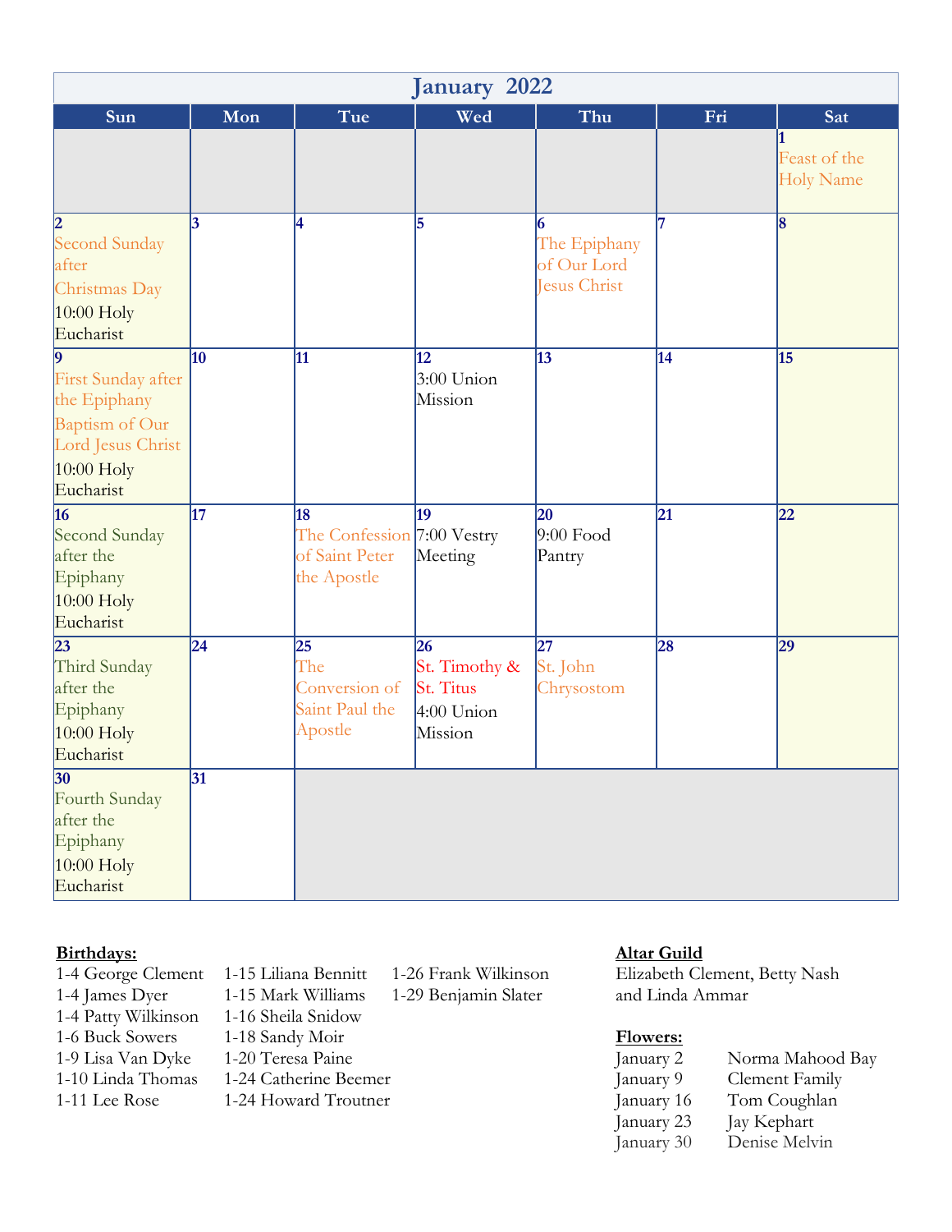# January 2022

| Sun | Mon | Tue | Wed | Thu | Fri | Sat |
|---|---|---|---|---|---|---|
| | | | | | | 1 Feast of the Holy Name |
| 2 Second Sunday after Christmas Day 10:00 Holy Eucharist | 3 | 4 | 5 | 6 The Epiphany of Our Lord Jesus Christ | 7 | 8 |
| 9 First Sunday after the Epiphany Baptism of Our Lord Jesus Christ 10:00 Holy Eucharist | 10 | 11 | 12 3:00 Union Mission | 13 | 14 | 15 |
| 16 Second Sunday after the Epiphany 10:00 Holy Eucharist | 17 | 18 The Confession of Saint Peter the Apostle | 19 7:00 Vestry Meeting | 20 9:00 Food Pantry | 21 | 22 |
| 23 Third Sunday after the Epiphany 10:00 Holy Eucharist | 24 | 25 The Conversion of Saint Paul the Apostle | 26 St. Timothy & St. Titus 4:00 Union Mission | 27 St. John Chrysostom | 28 | 29 |
| 30 Fourth Sunday after the Epiphany 10:00 Holy Eucharist | 31 | | | | | |

**Birthdays:**

1-4 George Clement
1-4 James Dyer
1-4 Patty Wilkinson
1-6 Buck Sowers
1-9 Lisa Van Dyke
1-10 Linda Thomas
1-11 Lee Rose
1-15 Liliana Bennitt
1-15 Mark Williams
1-16 Sheila Snidow
1-18 Sandy Moir
1-20 Teresa Paine
1-24 Catherine Beemer
1-24 Howard Troutner
1-26 Frank Wilkinson
1-29 Benjamin Slater

**Altar Guild**

Elizabeth Clement, Betty Nash and Linda Ammar

**Flowers:**

| | |
|---|---|
| January 2 | Norma Mahood Bay |
| January 9 | Clement Family |
| January 16 | Tom Coughlan |
| January 23 | Jay Kephart |
| January 30 | Denise Melvin |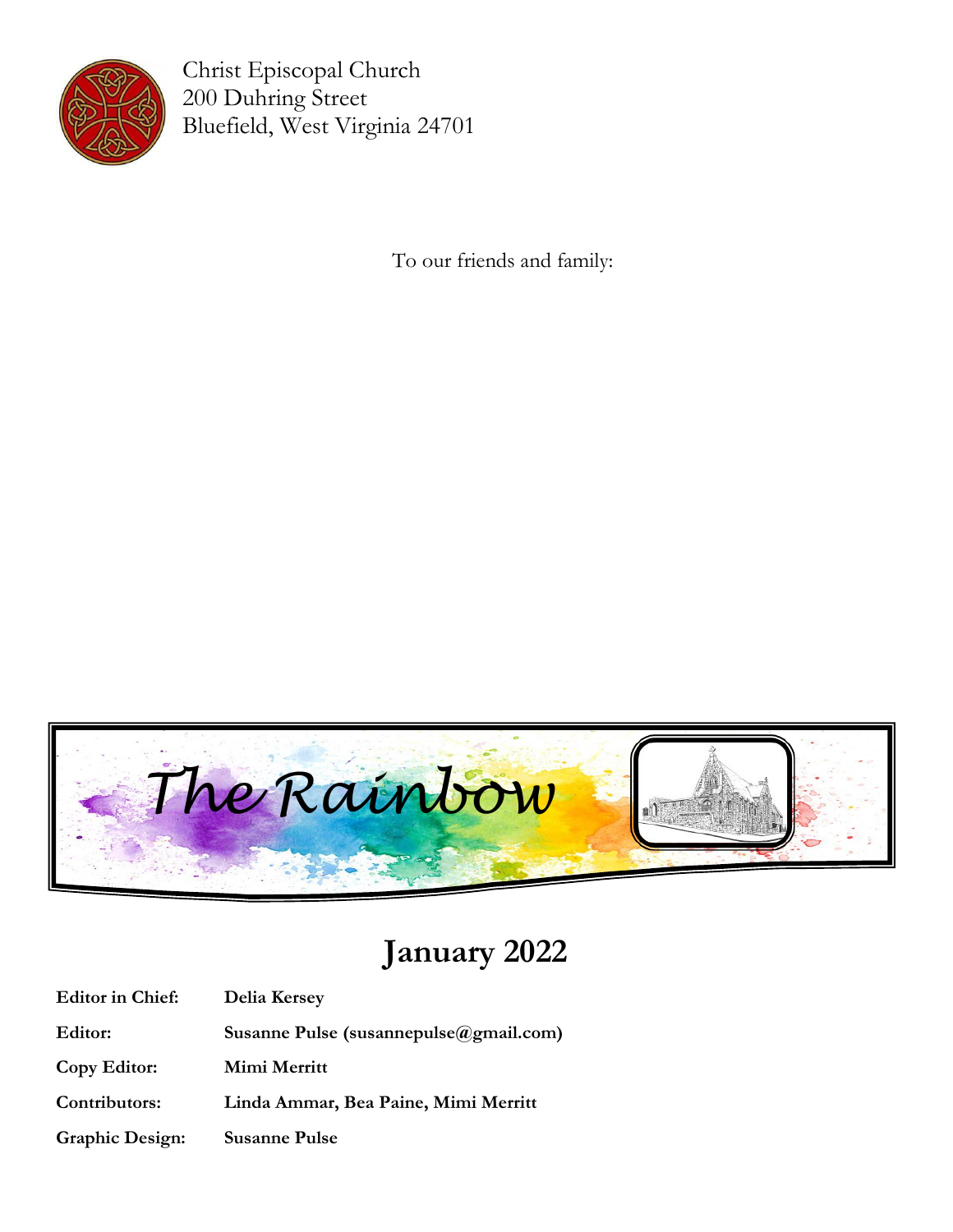Christ Episcopal Church
200 Duhring Street
Bluefield, West Virginia 24701

To our friends and family:

# The Rainbow

## January 2022

| | |
|---|---|
| **Editor in Chief:** | **Delia Kersey** |
| **Editor:** | **Susanne Pulse (susannepulse@gmail.com)** |
| **Copy Editor:** | **Mimi Merritt** |
| **Contributors:** | **Linda Ammar, Bea Paine, Mimi Merritt** |
| **Graphic Design:** | **Susanne Pulse** |